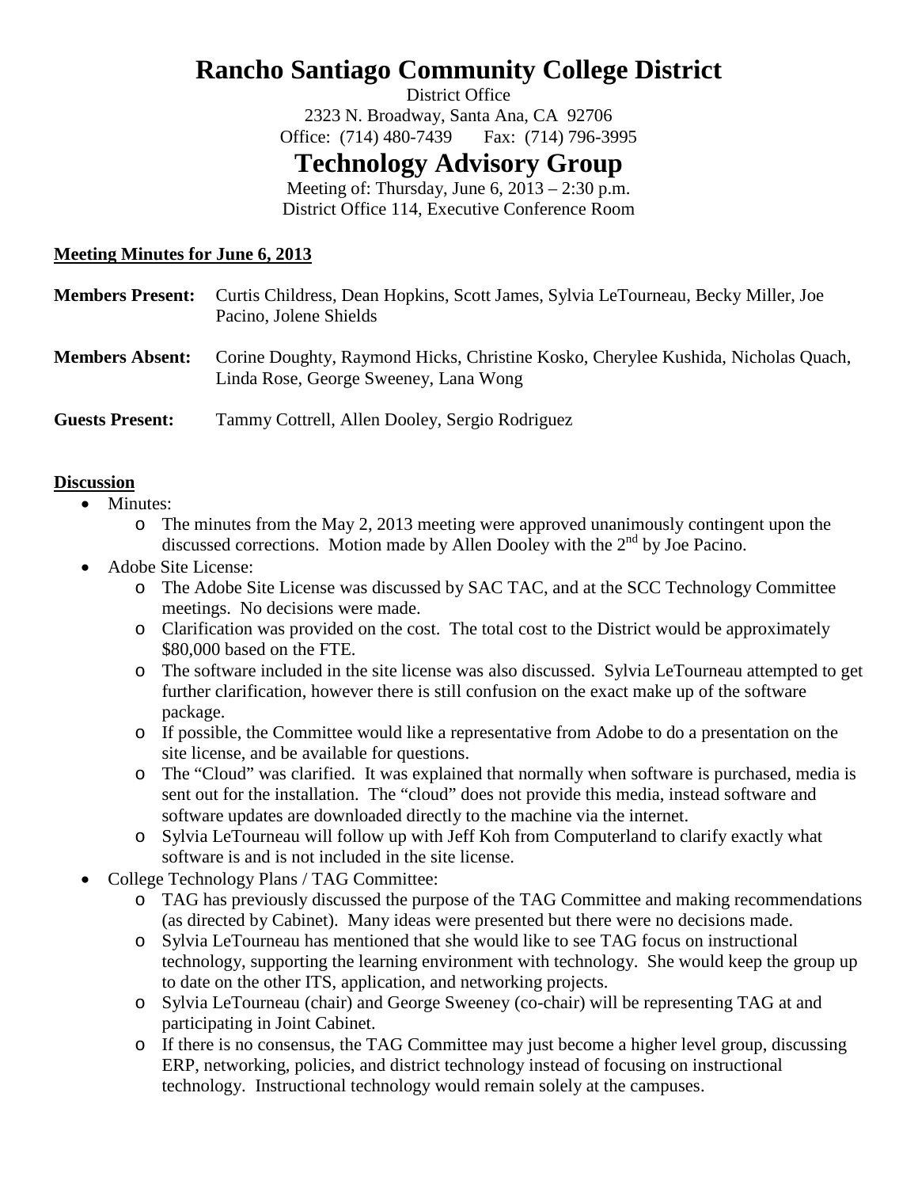# Rancho Santiago Community College District

District Office
2323 N. Broadway, Santa Ana, CA 92706
Office: (714) 480-7439 Fax: (714) 796-3995

# Technology Advisory Group

Meeting of: Thursday, June 6, 2013 – 2:30 p.m.
District Office 114, Executive Conference Room

**Meeting Minutes for June 6, 2013**

**Members Present:** Curtis Childress, Dean Hopkins, Scott James, Sylvia LeTourneau, Becky Miller, Joe Pacino, Jolene Shields

**Members Absent:** Corine Doughty, Raymond Hicks, Christine Kosko, Cherylee Kushida, Nicholas Quach, Linda Rose, George Sweeney, Lana Wong

**Guests Present:** Tammy Cottrell, Allen Dooley, Sergio Rodriguez

**Discussion**

- Minutes:
  - The minutes from the May 2, 2013 meeting were approved unanimously contingent upon the discussed corrections. Motion made by Allen Dooley with the 2nd by Joe Pacino.
- Adobe Site License:
  - The Adobe Site License was discussed by SAC TAC, and at the SCC Technology Committee meetings. No decisions were made.
  - Clarification was provided on the cost. The total cost to the District would be approximately $80,000 based on the FTE.
  - The software included in the site license was also discussed. Sylvia LeTourneau attempted to get further clarification, however there is still confusion on the exact make up of the software package.
  - If possible, the Committee would like a representative from Adobe to do a presentation on the site license, and be available for questions.
  - The "Cloud" was clarified. It was explained that normally when software is purchased, media is sent out for the installation. The "cloud" does not provide this media, instead software and software updates are downloaded directly to the machine via the internet.
  - Sylvia LeTourneau will follow up with Jeff Koh from Computerland to clarify exactly what software is and is not included in the site license.
- College Technology Plans / TAG Committee:
  - TAG has previously discussed the purpose of the TAG Committee and making recommendations (as directed by Cabinet). Many ideas were presented but there were no decisions made.
  - Sylvia LeTourneau has mentioned that she would like to see TAG focus on instructional technology, supporting the learning environment with technology. She would keep the group up to date on the other ITS, application, and networking projects.
  - Sylvia LeTourneau (chair) and George Sweeney (co-chair) will be representing TAG at and participating in Joint Cabinet.
  - If there is no consensus, the TAG Committee may just become a higher level group, discussing ERP, networking, policies, and district technology instead of focusing on instructional technology. Instructional technology would remain solely at the campuses.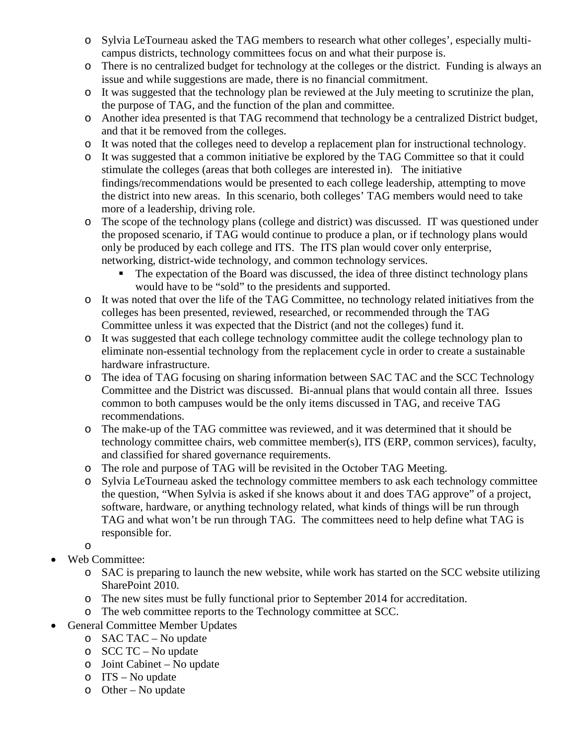- Sylvia LeTourneau asked the TAG members to research what other colleges', especially multi-campus districts, technology committees focus on and what their purpose is.
- There is no centralized budget for technology at the colleges or the district. Funding is always an issue and while suggestions are made, there is no financial commitment.
- It was suggested that the technology plan be reviewed at the July meeting to scrutinize the plan, the purpose of TAG, and the function of the plan and committee.
- Another idea presented is that TAG recommend that technology be a centralized District budget, and that it be removed from the colleges.
- It was noted that the colleges need to develop a replacement plan for instructional technology.
- It was suggested that a common initiative be explored by the TAG Committee so that it could stimulate the colleges (areas that both colleges are interested in). The initiative findings/recommendations would be presented to each college leadership, attempting to move the district into new areas. In this scenario, both colleges' TAG members would need to take more of a leadership, driving role.
- The scope of the technology plans (college and district) was discussed. IT was questioned under the proposed scenario, if TAG would continue to produce a plan, or if technology plans would only be produced by each college and ITS. The ITS plan would cover only enterprise, networking, district-wide technology, and common technology services.
  - The expectation of the Board was discussed, the idea of three distinct technology plans would have to be "sold" to the presidents and supported.
- It was noted that over the life of the TAG Committee, no technology related initiatives from the colleges has been presented, reviewed, researched, or recommended through the TAG Committee unless it was expected that the District (and not the colleges) fund it.
- It was suggested that each college technology committee audit the college technology plan to eliminate non-essential technology from the replacement cycle in order to create a sustainable hardware infrastructure.
- The idea of TAG focusing on sharing information between SAC TAC and the SCC Technology Committee and the District was discussed. Bi-annual plans that would contain all three. Issues common to both campuses would be the only items discussed in TAG, and receive TAG recommendations.
- The make-up of the TAG committee was reviewed, and it was determined that it should be technology committee chairs, web committee member(s), ITS (ERP, common services), faculty, and classified for shared governance requirements.
- The role and purpose of TAG will be revisited in the October TAG Meeting.
- Sylvia LeTourneau asked the technology committee members to ask each technology committee the question, "When Sylvia is asked if she knows about it and does TAG approve" of a project, software, hardware, or anything technology related, what kinds of things will be run through TAG and what won't be run through TAG. The committees need to help define what TAG is responsible for.
- 

- Web Committee:
  - SAC is preparing to launch the new website, while work has started on the SCC website utilizing SharePoint 2010.
  - The new sites must be fully functional prior to September 2014 for accreditation.
  - The web committee reports to the Technology committee at SCC.
- General Committee Member Updates
  - SAC TAC – No update
  - SCC TC – No update
  - Joint Cabinet – No update
  - ITS – No update
  - Other – No update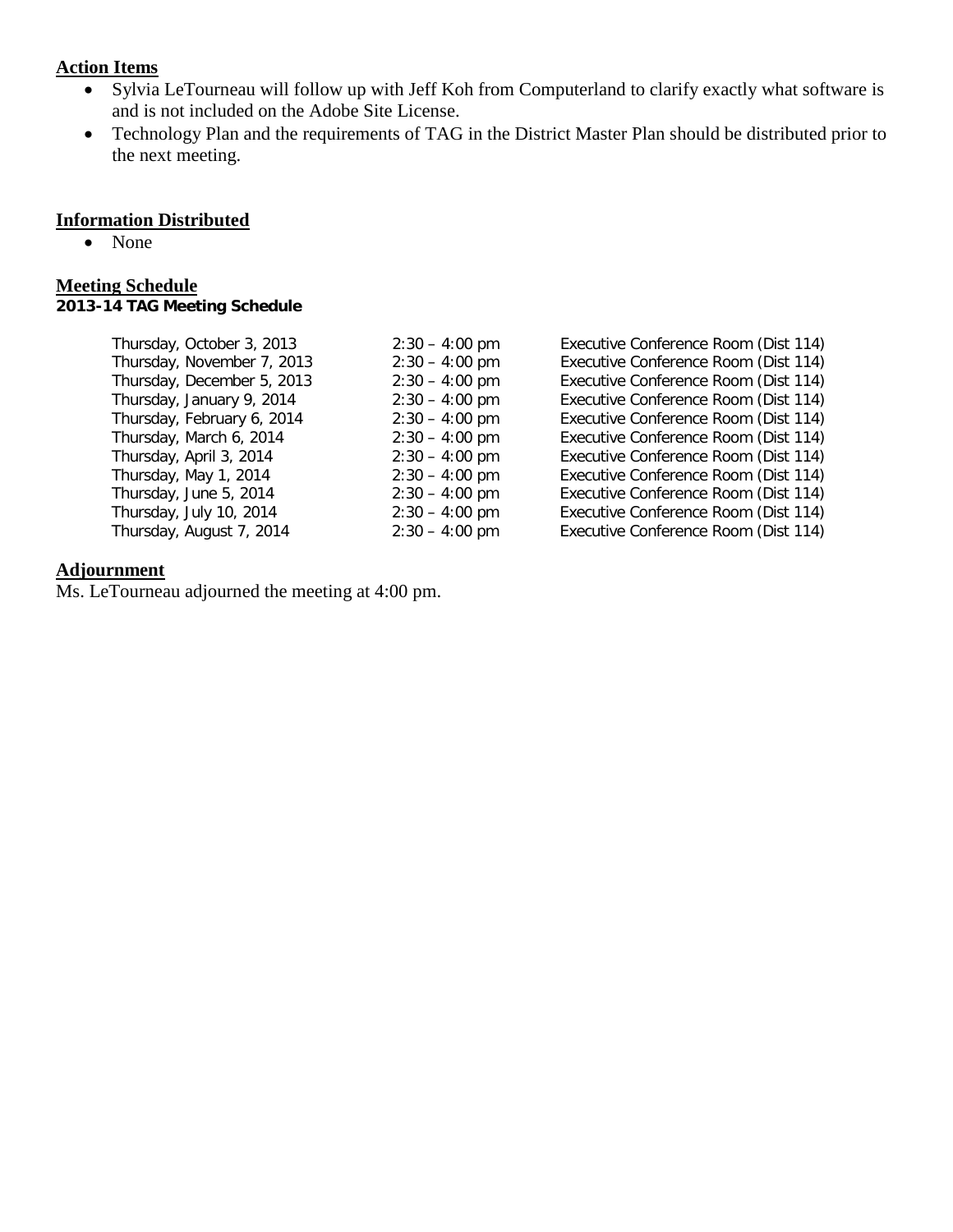**Action Items**

- Sylvia LeTourneau will follow up with Jeff Koh from Computerland to clarify exactly what software is and is not included on the Adobe Site License.
- Technology Plan and the requirements of TAG in the District Master Plan should be distributed prior to the next meeting.

**Information Distributed**

- None

**Meeting Schedule**

**2013-14 TAG Meeting Schedule**

| | | |
|---|---|---|
| Thursday, October 3, 2013 | 2:30 – 4:00 pm | Executive Conference Room (Dist 114) |
| Thursday, November 7, 2013 | 2:30 – 4:00 pm | Executive Conference Room (Dist 114) |
| Thursday, December 5, 2013 | 2:30 – 4:00 pm | Executive Conference Room (Dist 114) |
| Thursday, January 9, 2014 | 2:30 – 4:00 pm | Executive Conference Room (Dist 114) |
| Thursday, February 6, 2014 | 2:30 – 4:00 pm | Executive Conference Room (Dist 114) |
| Thursday, March 6, 2014 | 2:30 – 4:00 pm | Executive Conference Room (Dist 114) |
| Thursday, April 3, 2014 | 2:30 – 4:00 pm | Executive Conference Room (Dist 114) |
| Thursday, May 1, 2014 | 2:30 – 4:00 pm | Executive Conference Room (Dist 114) |
| Thursday, June 5, 2014 | 2:30 – 4:00 pm | Executive Conference Room (Dist 114) |
| Thursday, July 10, 2014 | 2:30 – 4:00 pm | Executive Conference Room (Dist 114) |
| Thursday, August 7, 2014 | 2:30 – 4:00 pm | Executive Conference Room (Dist 114) |

**Adjournment**

Ms. LeTourneau adjourned the meeting at 4:00 pm.